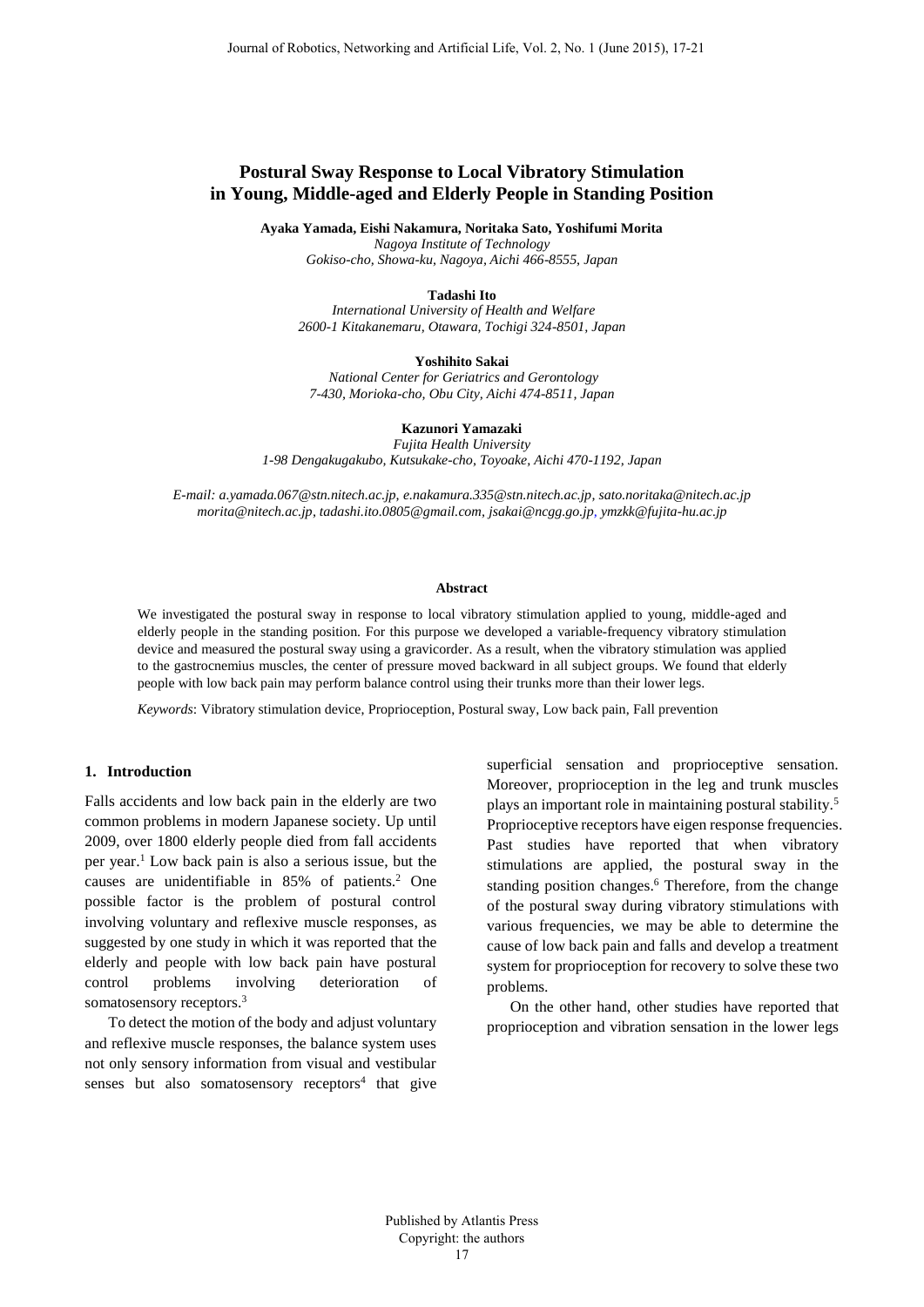# Postural Sway Response to Local Vibratory Stimulation in Young, Middle-aged and Elderly People in Standing Position

**Ayaka Yamada, Eishi Nakamura, Noritaka Sato, Yoshifumi Morita**

*Nagoya Institute of Technology*
*Gokiso-cho, Showa-ku, Nagoya, Aichi 466-8555, Japan*

**Tadashi Ito**

*International University of Health and Welfare*
*2600-1 Kitakanemaru, Otawara, Tochigi 324-8501, Japan*

**Yoshihito Sakai**

*National Center for Geriatrics and Gerontology*
*7-430, Morioka-cho, Obu City, Aichi 474-8511, Japan*

**Kazunori Yamazaki**

*Fujita Health University*
*1-98 Dengakugakubo, Kutsukake-cho, Toyoake, Aichi 470-1192, Japan*

*E-mail: a.yamada.067@stn.nitech.ac.jp, e.nakamura.335@stn.nitech.ac.jp, sato.noritaka@nitech.ac.jp morita@nitech.ac.jp, tadashi.ito.0805@gmail.com, jsakai@ncgg.go.jp, ymzkk@fujita-hu.ac.jp*

**Abstract**

We investigated the postural sway in response to local vibratory stimulation applied to young, middle-aged and elderly people in the standing position. For this purpose we developed a variable-frequency vibratory stimulation device and measured the postural sway using a gravicorder. As a result, when the vibratory stimulation was applied to the gastrocnemius muscles, the center of pressure moved backward in all subject groups. We found that elderly people with low back pain may perform balance control using their trunks more than their lower legs.

*Keywords*: Vibratory stimulation device, Proprioception, Postural sway, Low back pain, Fall prevention

## 1. Introduction

Falls accidents and low back pain in the elderly are two common problems in modern Japanese society. Up until 2009, over 1800 elderly people died from fall accidents per year.[1] Low back pain is also a serious issue, but the causes are unidentifiable in 85% of patients.[2] One possible factor is the problem of postural control involving voluntary and reflexive muscle responses, as suggested by one study in which it was reported that the elderly and people with low back pain have postural control problems involving deterioration of somatosensory receptors.[3]

To detect the motion of the body and adjust voluntary and reflexive muscle responses, the balance system uses not only sensory information from visual and vestibular senses but also somatosensory receptors[4] that give superficial sensation and proprioceptive sensation. Moreover, proprioception in the leg and trunk muscles plays an important role in maintaining postural stability.[5] Proprioceptive receptors have eigen response frequencies. Past studies have reported that when vibratory stimulations are applied, the postural sway in the standing position changes.[6] Therefore, from the change of the postural sway during vibratory stimulations with various frequencies, we may be able to determine the cause of low back pain and falls and develop a treatment system for proprioception for recovery to solve these two problems.

On the other hand, other studies have reported that proprioception and vibration sensation in the lower legs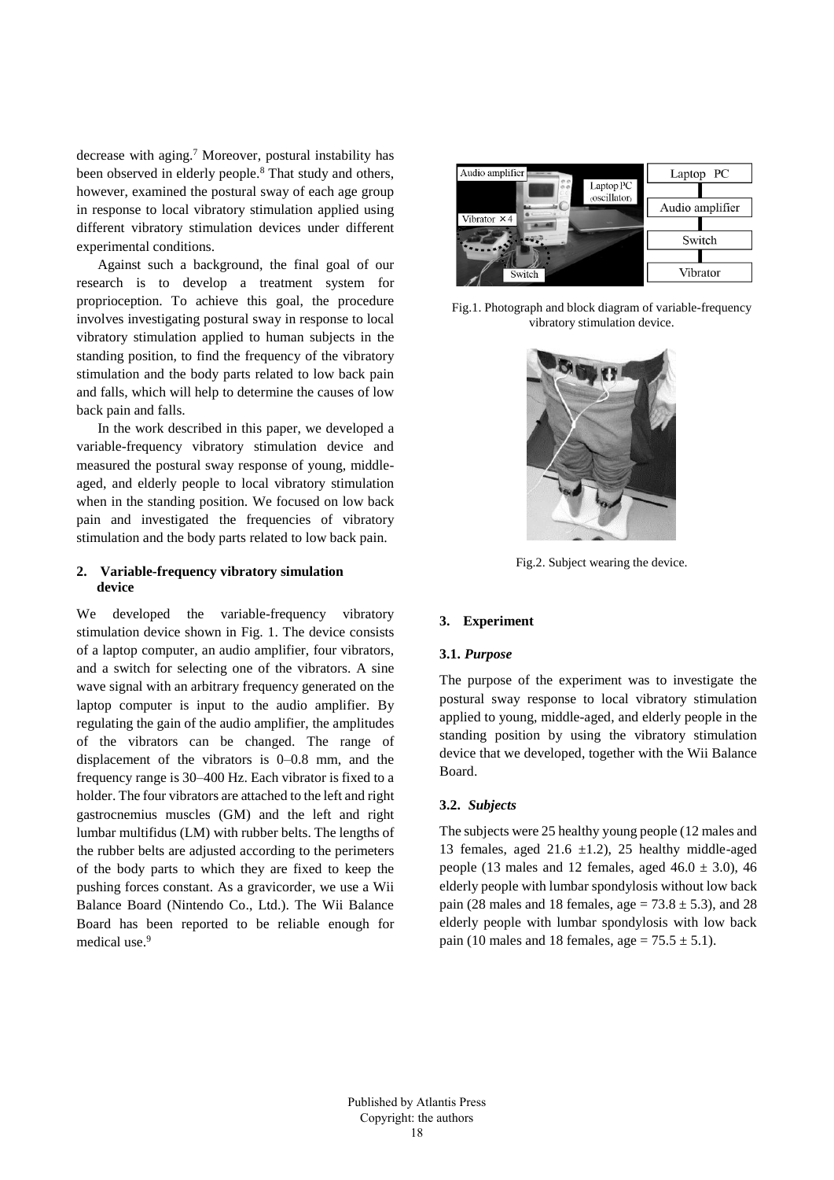decrease with aging.[7] Moreover, postural instability has been observed in elderly people.[8] That study and others, however, examined the postural sway of each age group in response to local vibratory stimulation applied using different vibratory stimulation devices under different experimental conditions.

Against such a background, the final goal of our research is to develop a treatment system for proprioception. To achieve this goal, the procedure involves investigating postural sway in response to local vibratory stimulation applied to human subjects in the standing position, to find the frequency of the vibratory stimulation and the body parts related to low back pain and falls, which will help to determine the causes of low back pain and falls.

In the work described in this paper, we developed a variable-frequency vibratory stimulation device and measured the postural sway response of young, middle-aged, and elderly people to local vibratory stimulation when in the standing position. We focused on low back pain and investigated the frequencies of vibratory stimulation and the body parts related to low back pain.

## 2. Variable-frequency vibratory simulation device

We developed the variable-frequency vibratory stimulation device shown in Fig. 1. The device consists of a laptop computer, an audio amplifier, four vibrators, and a switch for selecting one of the vibrators. A sine wave signal with an arbitrary frequency generated on the laptop computer is input to the audio amplifier. By regulating the gain of the audio amplifier, the amplitudes of the vibrators can be changed. The range of displacement of the vibrators is 0–0.8 mm, and the frequency range is 30–400 Hz. Each vibrator is fixed to a holder. The four vibrators are attached to the left and right gastrocnemius muscles (GM) and the left and right lumbar multifidus (LM) with rubber belts. The lengths of the rubber belts are adjusted according to the perimeters of the body parts to which they are fixed to keep the pushing forces constant. As a gravicorder, we use a Wii Balance Board (Nintendo Co., Ltd.). The Wii Balance Board has been reported to be reliable enough for medical use.[9]

Fig.1. Photograph and block diagram of variable-frequency vibratory stimulation device.

Fig.2. Subject wearing the device.

## 3. Experiment

### 3.1. *Purpose*

The purpose of the experiment was to investigate the postural sway response to local vibratory stimulation applied to young, middle-aged, and elderly people in the standing position by using the vibratory stimulation device that we developed, together with the Wii Balance Board.

### 3.2. *Subjects*

The subjects were 25 healthy young people (12 males and 13 females, aged 21.6 ±1.2), 25 healthy middle-aged people (13 males and 12 females, aged 46.0 ± 3.0), 46 elderly people with lumbar spondylosis without low back pain (28 males and 18 females, age = 73.8 ± 5.3), and 28 elderly people with lumbar spondylosis with low back pain (10 males and 18 females, age = 75.5 ± 5.1).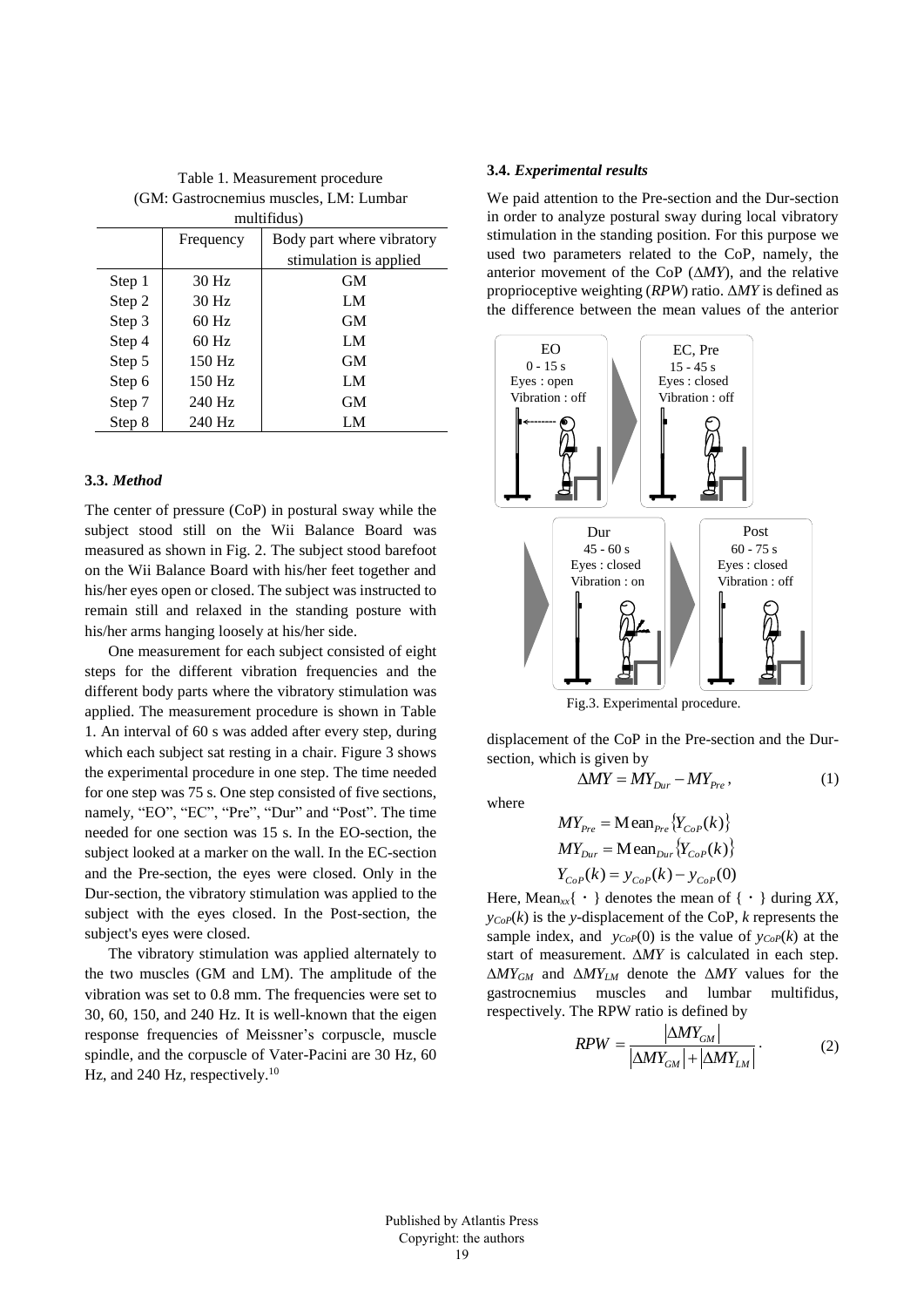Table 1. Measurement procedure (GM: Gastrocnemius muscles, LM: Lumbar multifidus)

| | Frequency | Body part where vibratory stimulation is applied |
|---|---|---|
| Step 1 | 30 Hz | GM |
| Step 2 | 30 Hz | LM |
| Step 3 | 60 Hz | GM |
| Step 4 | 60 Hz | LM |
| Step 5 | 150 Hz | GM |
| Step 6 | 150 Hz | LM |
| Step 7 | 240 Hz | GM |
| Step 8 | 240 Hz | LM |

### 3.3. *Method*

The center of pressure (CoP) in postural sway while the subject stood still on the Wii Balance Board was measured as shown in Fig. 2. The subject stood barefoot on the Wii Balance Board with his/her feet together and his/her eyes open or closed. The subject was instructed to remain still and relaxed in the standing posture with his/her arms hanging loosely at his/her side.

One measurement for each subject consisted of eight steps for the different vibration frequencies and the different body parts where the vibratory stimulation was applied. The measurement procedure is shown in Table 1. An interval of 60 s was added after every step, during which each subject sat resting in a chair. Figure 3 shows the experimental procedure in one step. The time needed for one step was 75 s. One step consisted of five sections, namely, "EO", "EC", "Pre", "Dur" and "Post". The time needed for one section was 15 s. In the EO-section, the subject looked at a marker on the wall. In the EC-section and the Pre-section, the eyes were closed. Only in the Dur-section, the vibratory stimulation was applied to the subject with the eyes closed. In the Post-section, the subject's eyes were closed.

The vibratory stimulation was applied alternately to the two muscles (GM and LM). The amplitude of the vibration was set to 0.8 mm. The frequencies were set to 30, 60, 150, and 240 Hz. It is well-known that the eigen response frequencies of Meissner's corpuscle, muscle spindle, and the corpuscle of Vater-Pacini are 30 Hz, 60 Hz, and 240 Hz, respectively.[10]

### 3.4. *Experimental results*

We paid attention to the Pre-section and the Dur-section in order to analyze postural sway during local vibratory stimulation in the standing position. For this purpose we used two parameters related to the CoP, namely, the anterior movement of the CoP ($\Delta MY$), and the relative proprioceptive weighting ($RPW$) ratio. $\Delta MY$ is defined as the difference between the mean values of the anterior displacement of the CoP in the Pre-section and the Dur-section, which is given by

EO: 0 - 15 s, Eyes : open, Vibration : off
EC, Pre: 15 - 45 s, Eyes : closed, Vibration : off
Dur: 45 - 60 s, Eyes : closed, Vibration : on
Post: 60 - 75 s, Eyes : closed, Vibration : off

Fig.3. Experimental procedure.

$$\Delta MY = MY_{Dur} - MY_{Pre}, \tag{1}$$

where

$$MY_{Pre} = \mathrm{Mean}_{Pre}\{Y_{CoP}(k)\}$$
$$MY_{Dur} = \mathrm{Mean}_{Dur}\{Y_{CoP}(k)\}$$
$$Y_{CoP}(k) = y_{CoP}(k) - y_{CoP}(0)$$

Here, $\mathrm{Mean}_{xx}\{\cdot\}$ denotes the mean of $\{\cdot\}$ during $XX$, $y_{CoP}(k)$ is the $y$-displacement of the CoP, $k$ represents the sample index, and $y_{CoP}(0)$ is the value of $y_{CoP}(k)$ at the start of measurement. $\Delta MY$ is calculated in each step. $\Delta MY_{GM}$ and $\Delta MY_{LM}$ denote the $\Delta MY$ values for the gastrocnemius muscles and lumbar multifidus, respectively. The RPW ratio is defined by

$$RPW = \frac{|\Delta MY_{GM}|}{|\Delta MY_{GM}| + |\Delta MY_{LM}|}. \tag{2}$$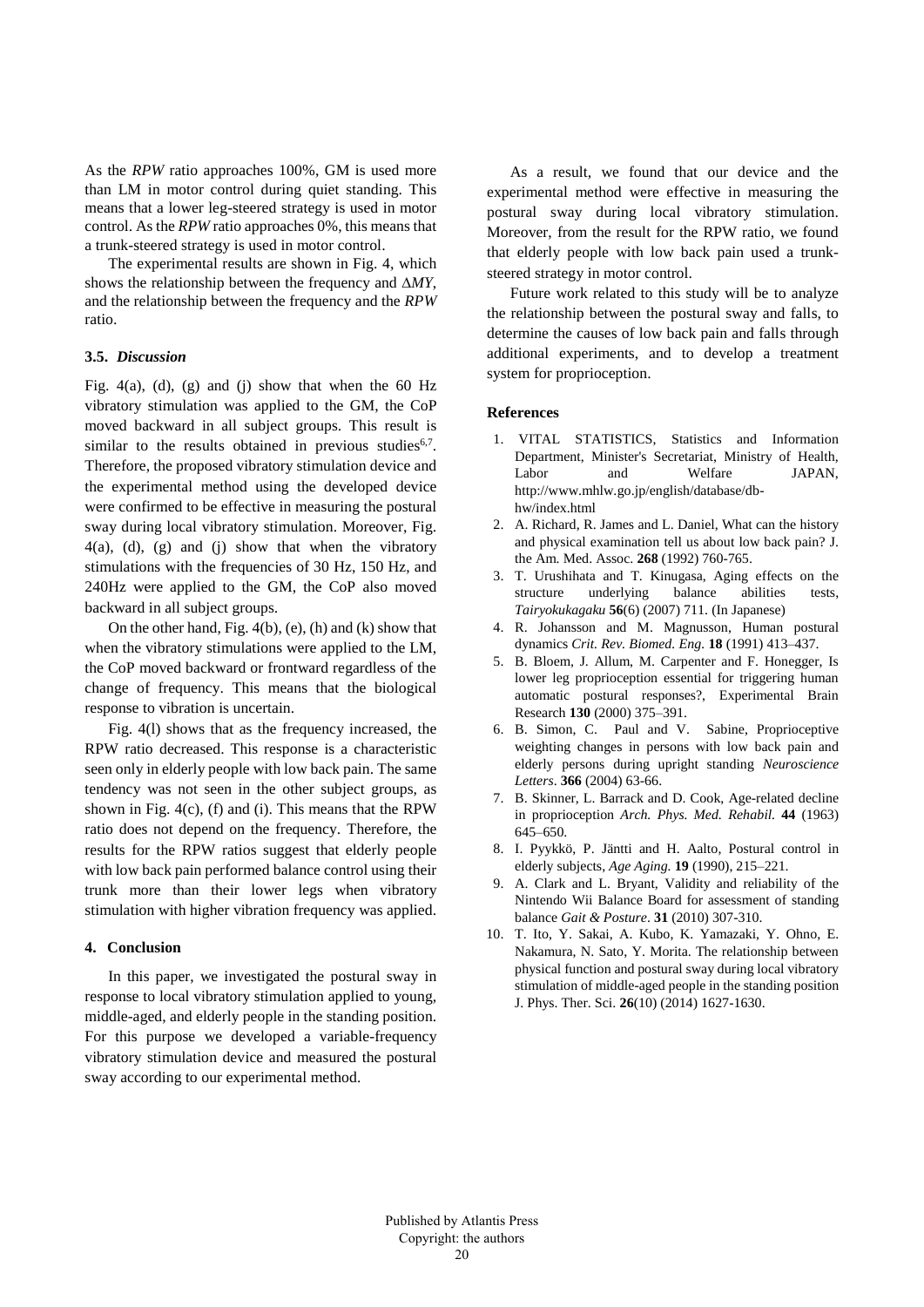As the *RPW* ratio approaches 100%, GM is used more than LM in motor control during quiet standing. This means that a lower leg-steered strategy is used in motor control. As the *RPW* ratio approaches 0%, this means that a trunk-steered strategy is used in motor control.

The experimental results are shown in Fig. 4, which shows the relationship between the frequency and $\Delta MY$, and the relationship between the frequency and the *RPW* ratio.

### 3.5. *Discussion*

Fig. 4(a), (d), (g) and (j) show that when the 60 Hz vibratory stimulation was applied to the GM, the CoP moved backward in all subject groups. This result is similar to the results obtained in previous studies[6,7]. Therefore, the proposed vibratory stimulation device and the experimental method using the developed device were confirmed to be effective in measuring the postural sway during local vibratory stimulation. Moreover, Fig. 4(a), (d), (g) and (j) show that when the vibratory stimulations with the frequencies of 30 Hz, 150 Hz, and 240Hz were applied to the GM, the CoP also moved backward in all subject groups.

On the other hand, Fig. 4(b), (e), (h) and (k) show that when the vibratory stimulations were applied to the LM, the CoP moved backward or frontward regardless of the change of frequency. This means that the biological response to vibration is uncertain.

Fig. 4(l) shows that as the frequency increased, the RPW ratio decreased. This response is a characteristic seen only in elderly people with low back pain. The same tendency was not seen in the other subject groups, as shown in Fig. 4(c), (f) and (i). This means that the RPW ratio does not depend on the frequency. Therefore, the results for the RPW ratios suggest that elderly people with low back pain performed balance control using their trunk more than their lower legs when vibratory stimulation with higher vibration frequency was applied.

## 4. Conclusion

In this paper, we investigated the postural sway in response to local vibratory stimulation applied to young, middle-aged, and elderly people in the standing position. For this purpose we developed a variable-frequency vibratory stimulation device and measured the postural sway according to our experimental method.

As a result, we found that our device and the experimental method were effective in measuring the postural sway during local vibratory stimulation. Moreover, from the result for the RPW ratio, we found that elderly people with low back pain used a trunk-steered strategy in motor control.

Future work related to this study will be to analyze the relationship between the postural sway and falls, to determine the causes of low back pain and falls through additional experiments, and to develop a treatment system for proprioception.

## References

1. VITAL STATISTICS, Statistics and Information Department, Minister's Secretariat, Ministry of Health, Labor and Welfare JAPAN, http://www.mhlw.go.jp/english/database/db-hw/index.html
2. A. Richard, R. James and L. Daniel, What can the history and physical examination tell us about low back pain? J. the Am. Med. Assoc. **268** (1992) 760-765.
3. T. Urushihata and T. Kinugasa, Aging effects on the structure underlying balance abilities tests, *Tairyokukagaku* **56**(6) (2007) 711. (In Japanese)
4. R. Johansson and M. Magnusson, Human postural dynamics *Crit. Rev. Biomed. Eng.* **18** (1991) 413–437.
5. B. Bloem, J. Allum, M. Carpenter and F. Honegger, Is lower leg proprioception essential for triggering human automatic postural responses?, Experimental Brain Research **130** (2000) 375–391.
6. B. Simon, C. Paul and V. Sabine, Proprioceptive weighting changes in persons with low back pain and elderly persons during upright standing *Neuroscience Letters*. **366** (2004) 63-66.
7. B. Skinner, L. Barrack and D. Cook, Age-related decline in proprioception *Arch. Phys. Med. Rehabil.* **44** (1963) 645–650.
8. I. Pyykkö, P. Jäntti and H. Aalto, Postural control in elderly subjects, *Age Aging.* **19** (1990), 215–221.
9. A. Clark and L. Bryant, Validity and reliability of the Nintendo Wii Balance Board for assessment of standing balance *Gait & Posture*. **31** (2010) 307-310.
10. T. Ito, Y. Sakai, A. Kubo, K. Yamazaki, Y. Ohno, E. Nakamura, N. Sato, Y. Morita. The relationship between physical function and postural sway during local vibratory stimulation of middle-aged people in the standing position J. Phys. Ther. Sci. **26**(10) (2014) 1627-1630.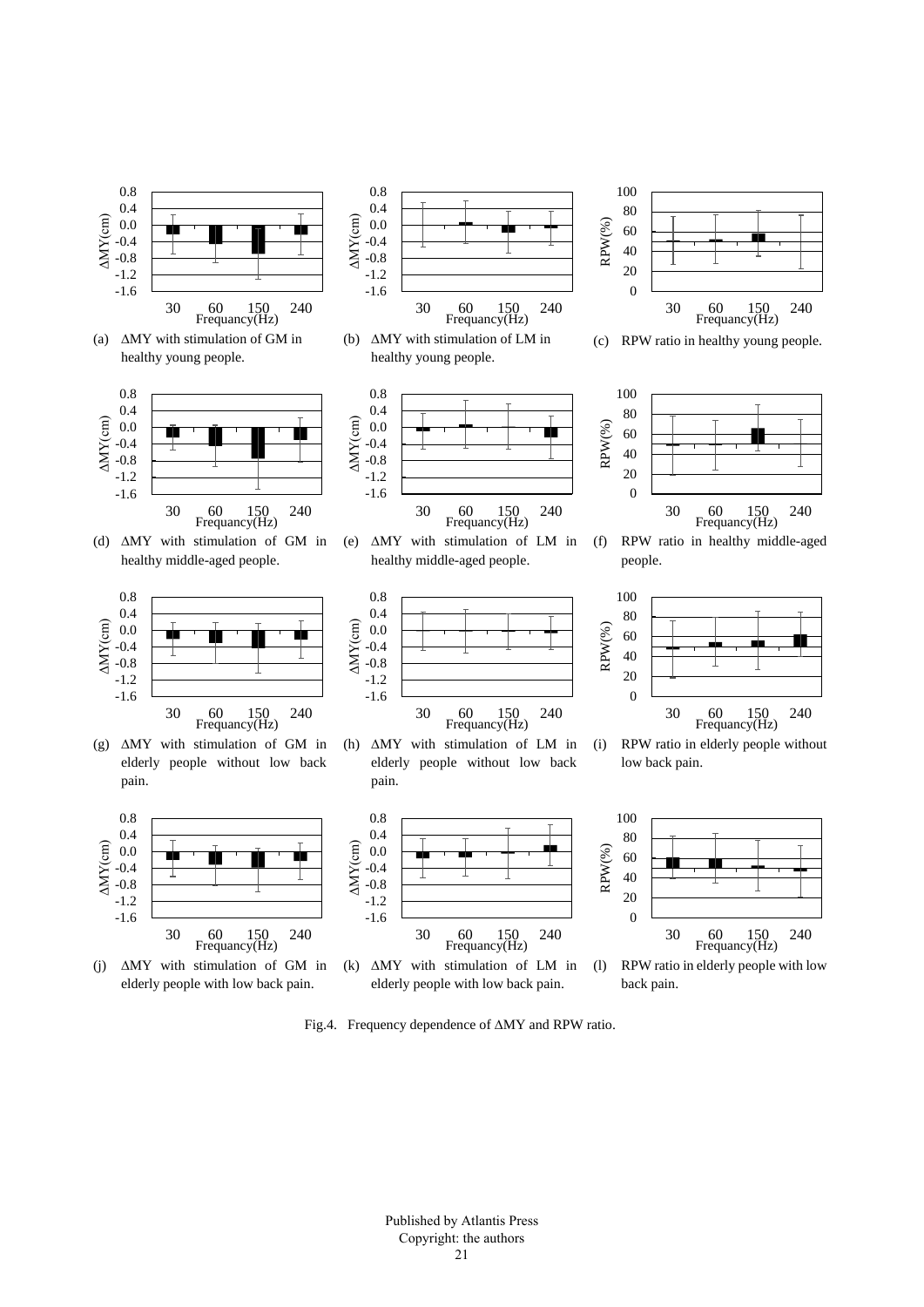0.8
0.4
0.0
-0.4
-0.8
-1.2
-1.6
ΔMY(cm)
30 60 150 240
Frequancy(Hz)

(a) ΔMY with stimulation of GM in healthy young people.

0.8
0.4
0.0
-0.4
-0.8
-1.2
-1.6
ΔMY(cm)
30 60 150 240
Frequancy(Hz)

(b) ΔMY with stimulation of LM in healthy young people.

100
80
60
40
20
0
RPW(%)
30 60 150 240
Frequancy(Hz)

(c) RPW ratio in healthy young people.

0.8
0.4
0.0
-0.4
-0.8
-1.2
-1.6
ΔMY(cm)
30 60 150 240
Frequancy(Hz)

(d) ΔMY with stimulation of GM in healthy middle-aged people.

0.8
0.4
0.0
-0.4
-0.8
-1.2
-1.6
ΔMY(cm)
30 60 150 240
Frequancy(Hz)

(e) ΔMY with stimulation of LM in healthy middle-aged people.

100
80
60
40
20
0
RPW(%)
30 60 150 240
Frequancy(Hz)

(f) RPW ratio in healthy middle-aged people.

0.8
0.4
0.0
-0.4
-0.8
-1.2
-1.6
ΔMY(cm)
30 60 150 240
Frequancy(Hz)

(g) ΔMY with stimulation of GM in elderly people without low back pain.

0.8
0.4
0.0
-0.4
-0.8
-1.2
-1.6
ΔMY(cm)
30 60 150 240
Frequancy(Hz)

(h) ΔMY with stimulation of LM in elderly people without low back pain.

100
80
60
40
20
0
RPW(%)
30 60 150 240
Frequancy(Hz)

(i) RPW ratio in elderly people without low back pain.

0.8
0.4
0.0
-0.4
-0.8
-1.2
-1.6
ΔMY(cm)
30 60 150 240
Frequancy(Hz)

(j) ΔMY with stimulation of GM in elderly people with low back pain.

0.8
0.4
0.0
-0.4
-0.8
-1.2
-1.6
ΔMY(cm)
30 60 150 240
Frequancy(Hz)

(k) ΔMY with stimulation of LM in elderly people with low back pain.

100
80
60
40
20
0
RPW(%)
30 60 150 240
Frequancy(Hz)

(l) RPW ratio in elderly people with low back pain.

Fig.4. Frequency dependence of ΔMY and RPW ratio.